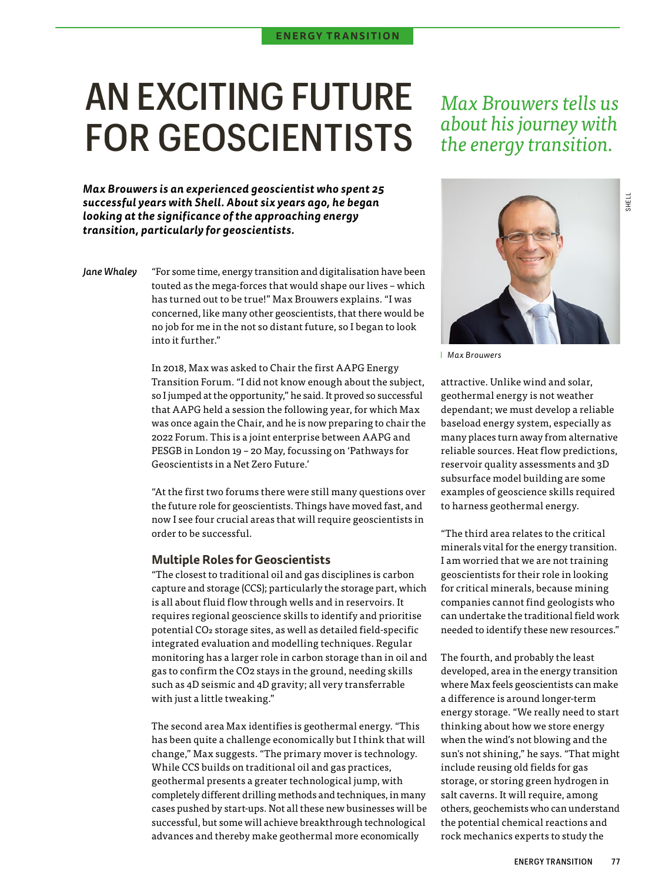ENERGY TRANSITION

# AN EXCITING FUTURE FOR GEOSCIENTISTS

*Max Brouwers tells us about his journey with the energy transition.*

***Max Brouwers is an experienced geoscientist who spent 25 successful years with Shell. About six years ago, he began looking at the significance of the approaching energy transition, particularly for geoscientists.***

*Jane Whaley*

"For some time, energy transition and digitalisation have been touted as the mega-forces that would shape our lives – which has turned out to be true!" Max Brouwers explains. "I was concerned, like many other geoscientists, that there would be no job for me in the not so distant future, so I began to look into it further."

In 2018, Max was asked to Chair the first AAPG Energy Transition Forum. "I did not know enough about the subject, so I jumped at the opportunity," he said. It proved so successful that AAPG held a session the following year, for which Max was once again the Chair, and he is now preparing to chair the 2022 Forum. This is a joint enterprise between AAPG and PESGB in London 19 – 20 May, focussing on 'Pathways for Geoscientists in a Net Zero Future.'

"At the first two forums there were still many questions over the future role for geoscientists. Things have moved fast, and now I see four crucial areas that will require geoscientists in order to be successful.

### Multiple Roles for Geoscientists

"The closest to traditional oil and gas disciplines is carbon capture and storage (CCS); particularly the storage part, which is all about fluid flow through wells and in reservoirs. It requires regional geoscience skills to identify and prioritise potential $CO_2$ storage sites, as well as detailed field-specific integrated evaluation and modelling techniques. Regular monitoring has a larger role in carbon storage than in oil and gas to confirm the $CO_2$ stays in the ground, needing skills such as 4D seismic and 4D gravity; all very transferrable with just a little tweaking."

The second area Max identifies is geothermal energy. "This has been quite a challenge economically but I think that will change," Max suggests. "The primary mover is technology. While CCS builds on traditional oil and gas practices, geothermal presents a greater technological jump, with completely different drilling methods and techniques, in many cases pushed by start-ups. Not all these new businesses will be successful, but some will achieve breakthrough technological advances and thereby make geothermal more economically attractive. Unlike wind and solar, geothermal energy is not weather dependant; we must develop a reliable baseload energy system, especially as many places turn away from alternative reliable sources. Heat flow predictions, reservoir quality assessments and 3D subsurface model building are some examples of geoscience skills required to harness geothermal energy.

Max Brouwers

"The third area relates to the critical minerals vital for the energy transition. I am worried that we are not training geoscientists for their role in looking for critical minerals, because mining companies cannot find geologists who can undertake the traditional field work needed to identify these new resources."

The fourth, and probably the least developed, area in the energy transition where Max feels geoscientists can make a difference is around longer-term energy storage. "We really need to start thinking about how we store energy when the wind's not blowing and the sun's not shining," he says. "That might include reusing old fields for gas storage, or storing green hydrogen in salt caverns. It will require, among others, geochemists who can understand the potential chemical reactions and rock mechanics experts to study the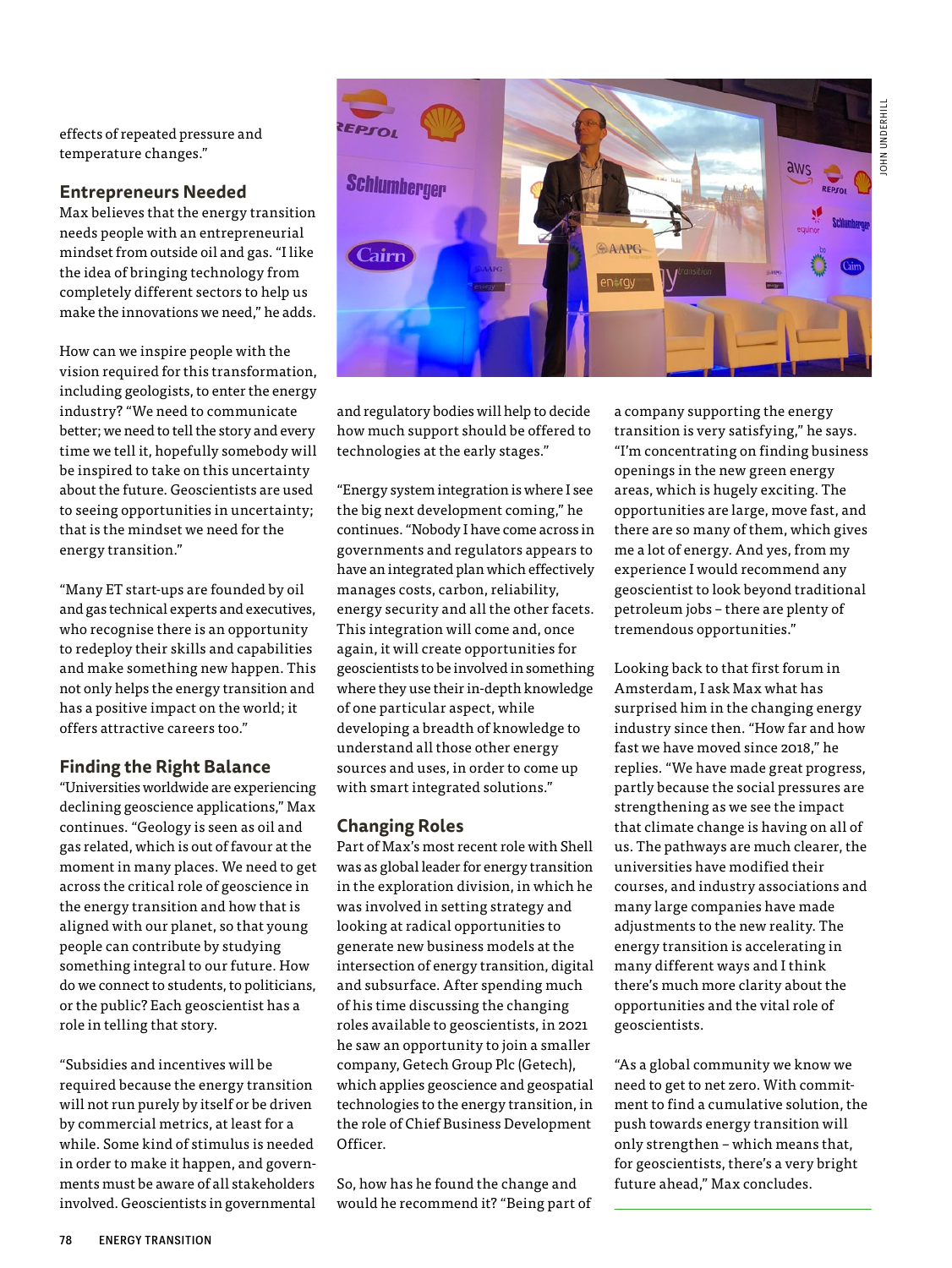effects of repeated pressure and temperature changes."

### Entrepreneurs Needed

Max believes that the energy transition needs people with an entrepreneurial mindset from outside oil and gas. "I like the idea of bringing technology from completely different sectors to help us make the innovations we need," he adds.

How can we inspire people with the vision required for this transformation, including geologists, to enter the energy industry? "We need to communicate better; we need to tell the story and every time we tell it, hopefully somebody will be inspired to take on this uncertainty about the future. Geoscientists are used to seeing opportunities in uncertainty; that is the mindset we need for the energy transition."

"Many ET start-ups are founded by oil and gas technical experts and executives, who recognise there is an opportunity to redeploy their skills and capabilities and make something new happen. This not only helps the energy transition and has a positive impact on the world; it offers attractive careers too."

### Finding the Right Balance

"Universities worldwide are experiencing declining geoscience applications," Max continues. "Geology is seen as oil and gas related, which is out of favour at the moment in many places. We need to get across the critical role of geoscience in the energy transition and how that is aligned with our planet, so that young people can contribute by studying something integral to our future. How do we connect to students, to politicians, or the public? Each geoscientist has a role in telling that story.

"Subsidies and incentives will be required because the energy transition will not run purely by itself or be driven by commercial metrics, at least for a while. Some kind of stimulus is needed in order to make it happen, and governments must be aware of all stakeholders involved. Geoscientists in governmental and regulatory bodies will help to decide how much support should be offered to technologies at the early stages."

"Energy system integration is where I see the big next development coming," he continues. "Nobody I have come across in governments and regulators appears to have an integrated plan which effectively manages costs, carbon, reliability, energy security and all the other facets. This integration will come and, once again, it will create opportunities for geoscientists to be involved in something where they use their in-depth knowledge of one particular aspect, while developing a breadth of knowledge to understand all those other energy sources and uses, in order to come up with smart integrated solutions."

### Changing Roles

Part of Max's most recent role with Shell was as global leader for energy transition in the exploration division, in which he was involved in setting strategy and looking at radical opportunities to generate new business models at the intersection of energy transition, digital and subsurface. After spending much of his time discussing the changing roles available to geoscientists, in 2021 he saw an opportunity to join a smaller company, Getech Group Plc (Getech), which applies geoscience and geospatial technologies to the energy transition, in the role of Chief Business Development Officer.

So, how has he found the change and would he recommend it? "Being part of a company supporting the energy transition is very satisfying," he says. "I'm concentrating on finding business openings in the new green energy areas, which is hugely exciting. The opportunities are large, move fast, and there are so many of them, which gives me a lot of energy. And yes, from my experience I would recommend any geoscientist to look beyond traditional petroleum jobs – there are plenty of tremendous opportunities."

Looking back to that first forum in Amsterdam, I ask Max what has surprised him in the changing energy industry since then. "How far and how fast we have moved since 2018," he replies. "We have made great progress, partly because the social pressures are strengthening as we see the impact that climate change is having on all of us. The pathways are much clearer, the universities have modified their courses, and industry associations and many large companies have made adjustments to the new reality. The energy transition is accelerating in many different ways and I think there's much more clarity about the opportunities and the vital role of geoscientists.

"As a global community we know we need to get to net zero. With commitment to find a cumulative solution, the push towards energy transition will only strengthen – which means that, for geoscientists, there's a very bright future ahead," Max concludes.